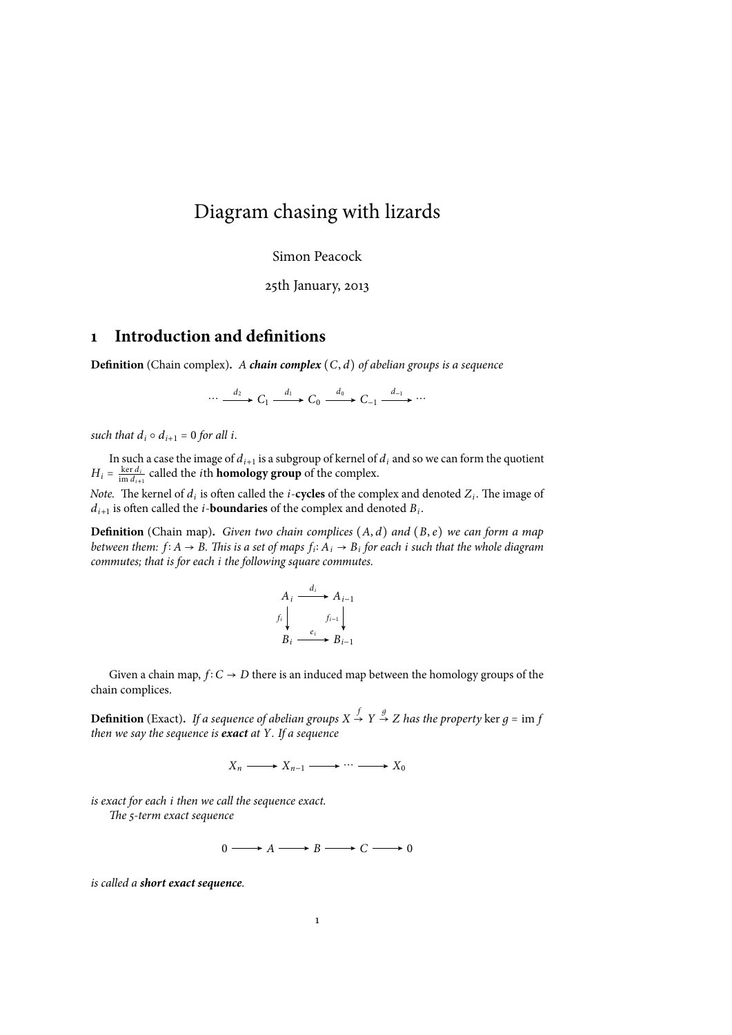# Diagram chasing with lizards

Simon Peacock

25th January, 2013

## 1 Introduction and definitions

**Definition** (Chain complex)**.** *A **chain complex** $(C, d)$ of abelian groups is a sequence*

$$\cdots \xrightarrow{d_2} C_1 \xrightarrow{d_1} C_0 \xrightarrow{d_0} C_{-1} \xrightarrow{d_{-1}} \cdots$$

*such that $d_i \circ d_{i+1} = 0$ for all $i$.*

In such a case the image of $d_{i+1}$ is a subgroup of kernel of $d_i$ and so we can form the quotient $H_i = \frac{\ker d_i}{\operatorname{im} d_{i+1}}$ called the $i$th **homology group** of the complex.

*Note.* The kernel of $d_i$ is often called the $i$-**cycles** of the complex and denoted $Z_i$. The image of $d_{i+1}$ is often called the $i$-**boundaries** of the complex and denoted $B_i$.

**Definition** (Chain map)**.** *Given two chain complices $(A, d)$ and $(B, e)$ we can form a map between them: $f\colon A \to B$. This is a set of maps $f_i\colon A_i \to B_i$ for each $i$ such that the whole diagram commutes; that is for each $i$ the following square commutes.*

$$\begin{array}{ccc} A_i & \xrightarrow{d_i} & A_{i-1} \\ {\scriptstyle f_i}\downarrow & & \downarrow{\scriptstyle f_{i-1}} \\ B_i & \xrightarrow{e_i} & B_{i-1} \end{array}$$

Given a chain map, $f\colon C \to D$ there is an induced map between the homology groups of the chain complices.

**Definition** (Exact)**.** *If a sequence of abelian groups $X \xrightarrow{f} Y \xrightarrow{g} Z$ has the property $\ker g = \operatorname{im} f$ then we say the sequence is **exact** at $Y$. If a sequence*

$$X_n \longrightarrow X_{n-1} \longrightarrow \cdots \longrightarrow X_0$$

*is exact for each $i$ then we call the sequence exact.*

*The 5-term exact sequence*

$$0 \longrightarrow A \longrightarrow B \longrightarrow C \longrightarrow 0$$

*is called a **short exact sequence**.*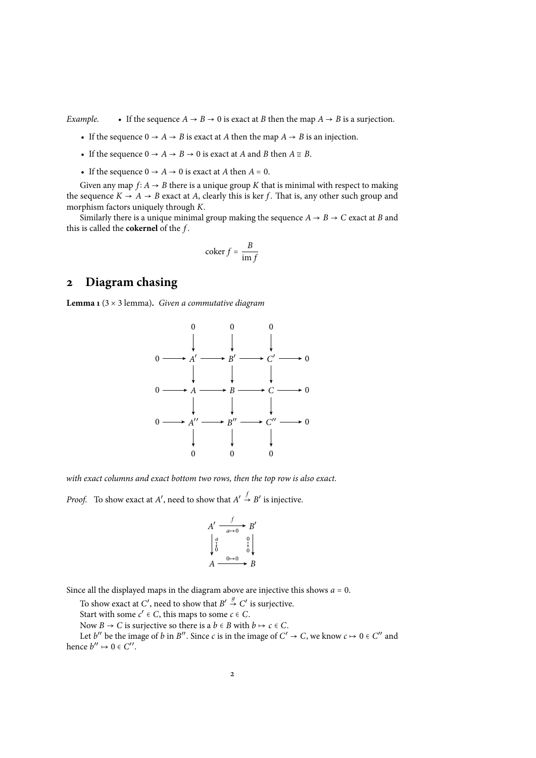*Example.*

- If the sequence $A \to B \to 0$ is exact at $B$ then the map $A \to B$ is a surjection.
- If the sequence $0 \to A \to B$ is exact at $A$ then the map $A \to B$ is an injection.
- If the sequence $0 \to A \to B \to 0$ is exact at $A$ and $B$ then $A \cong B$.
- If the sequence $0 \to A \to 0$ is exact at $A$ then $A = 0$.

Given any map $f \colon A \to B$ there is a unique group $K$ that is minimal with respect to making the sequence $K \to A \to B$ exact at $A$, clearly this is $\ker f$. That is, any other such group and morphism factors uniquely through $K$.

Similarly there is a unique minimal group making the sequence $A \to B \to C$ exact at $B$ and this is called the **cokernel** of the $f$.

$$\operatorname{coker} f = \frac{B}{\operatorname{im} f}$$

## 2 Diagram chasing

**Lemma 1** (3 × 3 lemma)**.** *Given a commutative diagram*

$$\begin{array}{ccccccccc}
 & & 0 & & 0 & & 0 & & \\
 & & \downarrow & & \downarrow & & \downarrow & & \\
0 & \to & A' & \to & B' & \to & C' & \to & 0 \\
 & & \downarrow & & \downarrow & & \downarrow & & \\
0 & \to & A & \to & B & \to & C & \to & 0 \\
 & & \downarrow & & \downarrow & & \downarrow & & \\
0 & \to & A'' & \to & B'' & \to & C'' & \to & 0 \\
 & & \downarrow & & \downarrow & & \downarrow & & \\
 & & 0 & & 0 & & 0 & &
\end{array}$$

*with exact columns and exact bottom two rows, then the top row is also exact.*

*Proof.* To show exact at $A'$, need to show that $A' \xrightarrow{f} B'$ is injective.

$$\begin{array}{ccc}
A' & \xrightarrow[a \mapsto 0]{f} & B' \\
{\scriptstyle a \mapsto 0}\downarrow & & \downarrow{\scriptstyle 0 \mapsto 0} \\
A & \xrightarrow{0 \mapsto 0} & B
\end{array}$$

Since all the displayed maps in the diagram above are injective this shows $a = 0$.

To show exact at $C'$, need to show that $B' \xrightarrow{g} C'$ is surjective.

Start with some $c' \in C$, this maps to some $c \in C$.

Now $B \to C$ is surjective so there is a $b \in B$ with $b \mapsto c \in C$.

Let $b''$ be the image of $b$ in $B''$. Since $c$ is in the image of $C' \to C$, we know $c \mapsto 0 \in C''$ and hence $b'' \mapsto 0 \in C''$.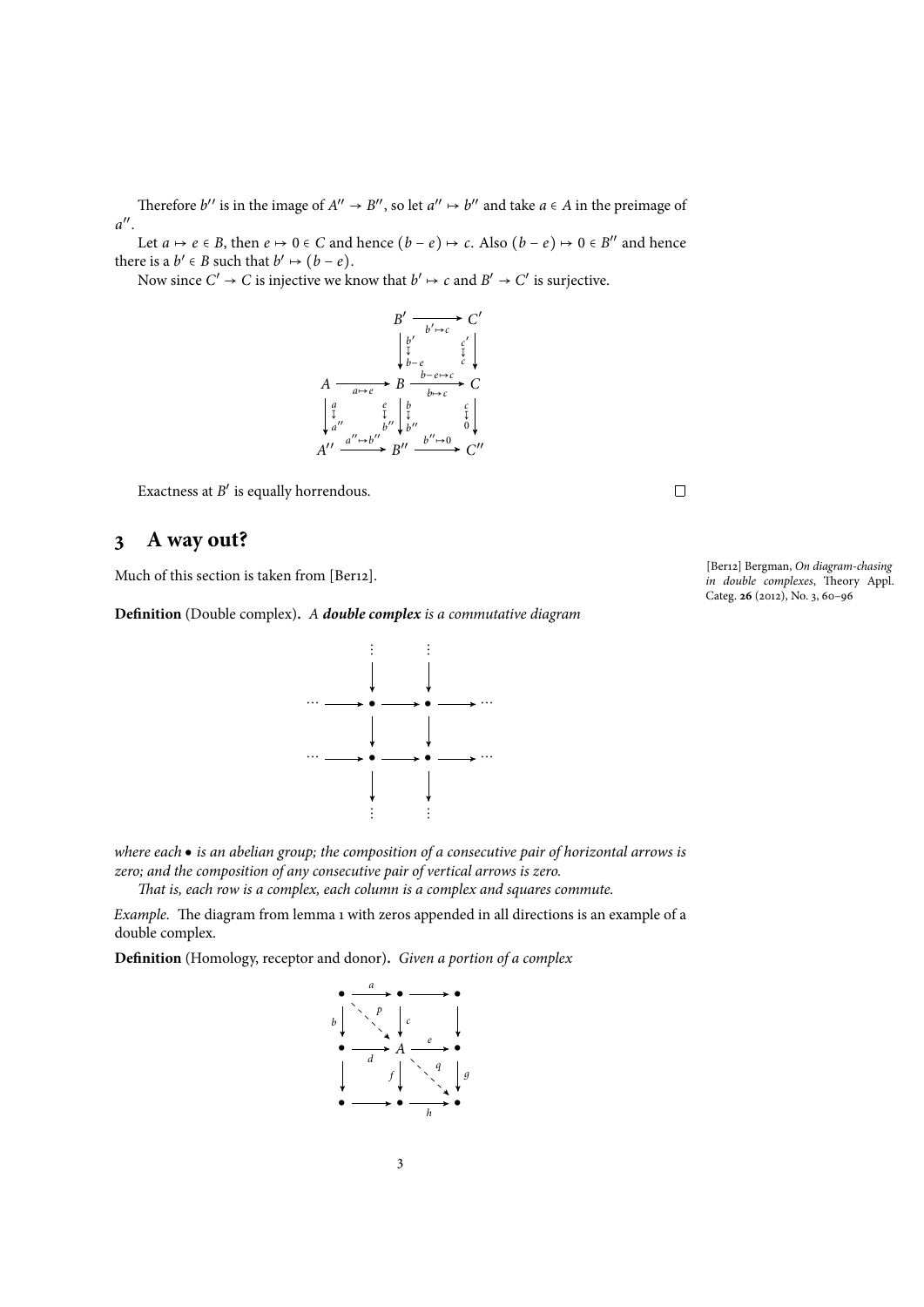Therefore $b''$ is in the image of $A'' \to B''$, so let $a'' \mapsto b''$ and take $a \in A$ in the preimage of $a''$.

Let $a \mapsto e \in B$, then $e \mapsto 0 \in C$ and hence $(b - e) \mapsto c$. Also $(b - e) \mapsto 0 \in B''$ and hence there is a $b' \in B$ such that $b' \mapsto (b - e)$.

Now since $C' \to C$ is injective we know that $b' \mapsto c$ and $B' \to C'$ is surjective.

$$
\begin{array}{ccccc}
 & & B' & \xrightarrow{b' \mapsto c} & C' \\
 & & \downarrow {\scriptstyle b' \mapsto b-e} & & \downarrow {\scriptstyle c' \mapsto c} \\
A & \xrightarrow{a \mapsto e} & B & \xrightarrow[b \mapsto c]{b-e \mapsto c} & C \\
\downarrow {\scriptstyle a \mapsto a''} & & {\scriptstyle e \mapsto b''} \downarrow {\scriptstyle b \mapsto b''} & & \downarrow {\scriptstyle c \mapsto 0} \\
A'' & \xrightarrow{a'' \mapsto b''} & B'' & \xrightarrow{b'' \mapsto 0} & C''
\end{array}
$$

Exactness at $B'$ is equally horrendous. □

## 3 A way out?

Much of this section is taken from [Ber12].

[Ber12] Bergman, *On diagram-chasing in double complexes*, Theory Appl. Categ. **26** (2012), No. 3, 60–96

**Definition** (Double complex). *A **double complex** is a commutative diagram*

$$
\begin{array}{ccccccc}
 & & \vdots & & \vdots & & \\
 & & \downarrow & & \downarrow & & \\
\cdots & \longrightarrow & \bullet & \longrightarrow & \bullet & \longrightarrow & \cdots \\
 & & \downarrow & & \downarrow & & \\
\cdots & \longrightarrow & \bullet & \longrightarrow & \bullet & \longrightarrow & \cdots \\
 & & \downarrow & & \downarrow & & \\
 & & \vdots & & \vdots & &
\end{array}
$$

*where each $\bullet$ is an abelian group; the composition of a consecutive pair of horizontal arrows is zero; and the composition of any consecutive pair of vertical arrows is zero.*

*That is, each row is a complex, each column is a complex and squares commute.*

*Example.* The diagram from lemma 1 with zeros appended in all directions is an example of a double complex.

**Definition** (Homology, receptor and donor). *Given a portion of a complex*

$$
\begin{array}{ccccc}
\bullet & \xrightarrow{a} & \bullet & \longrightarrow & \bullet \\
{\scriptstyle b}\downarrow & \searrow^{p} & \downarrow{\scriptstyle c} & & \downarrow \\
\bullet & \xrightarrow[d]{} & A & \xrightarrow{e} & \bullet \\
\downarrow & & {\scriptstyle f}\downarrow & \searrow^{q} & \downarrow{\scriptstyle g} \\
\bullet & \longrightarrow & \bullet & \xrightarrow[h]{} & \bullet
\end{array}
$$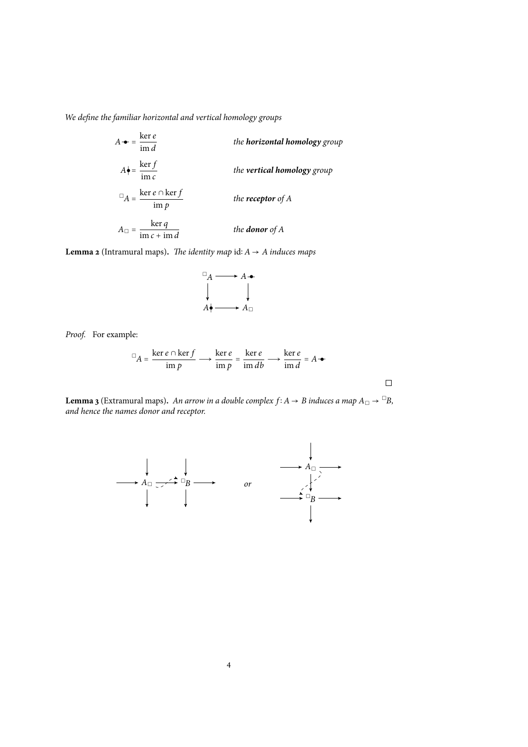*We define the familiar horizontal and vertical homology groups*

$$A{\text{-}\bullet\text{-}} = \frac{\ker e}{\operatorname{im} d} \qquad \textit{the \textbf{horizontal homology} group}$$

$$A{\bullet} = \frac{\ker f}{\operatorname{im} c} \qquad \textit{the \textbf{vertical homology} group}$$

$${}^{\square}A = \frac{\ker e \cap \ker f}{\operatorname{im} p} \qquad \textit{the \textbf{receptor} of } A$$

$$A_{\square} = \frac{\ker q}{\operatorname{im} c + \operatorname{im} d} \qquad \textit{the \textbf{donor} of } A$$

**Lemma 2** (Intramural maps)**.** *The identity map* $\mathrm{id}\colon A \to A$ *induces maps*

$$\begin{array}{ccc} {}^{\square}A & \longrightarrow & A{\text{-}\bullet\text{-}} \\ \downarrow & & \downarrow \\ A{\bullet} & \longrightarrow & A_{\square} \end{array}$$

*Proof.* For example:

$${}^{\square}A = \frac{\ker e \cap \ker f}{\operatorname{im} p} \longrightarrow \frac{\ker e}{\operatorname{im} p} = \frac{\ker e}{\operatorname{im} db} \longrightarrow \frac{\ker e}{\operatorname{im} d} = A{\text{-}\bullet\text{-}}$$

□

**Lemma 3** (Extramural maps)**.** *An arrow in a double complex* $f\colon A \to B$ *induces a map* $A_{\square} \to {}^{\square}B$*, and hence the names donor and receptor.*

$$\longrightarrow A_{\square} \longrightarrow {}^{\square}B \longrightarrow \qquad \textit{or} \qquad \begin{array}{c} \longrightarrow A_{\square} \longrightarrow \\ \downarrow \\ \longrightarrow {}^{\square}B \longrightarrow \end{array}$$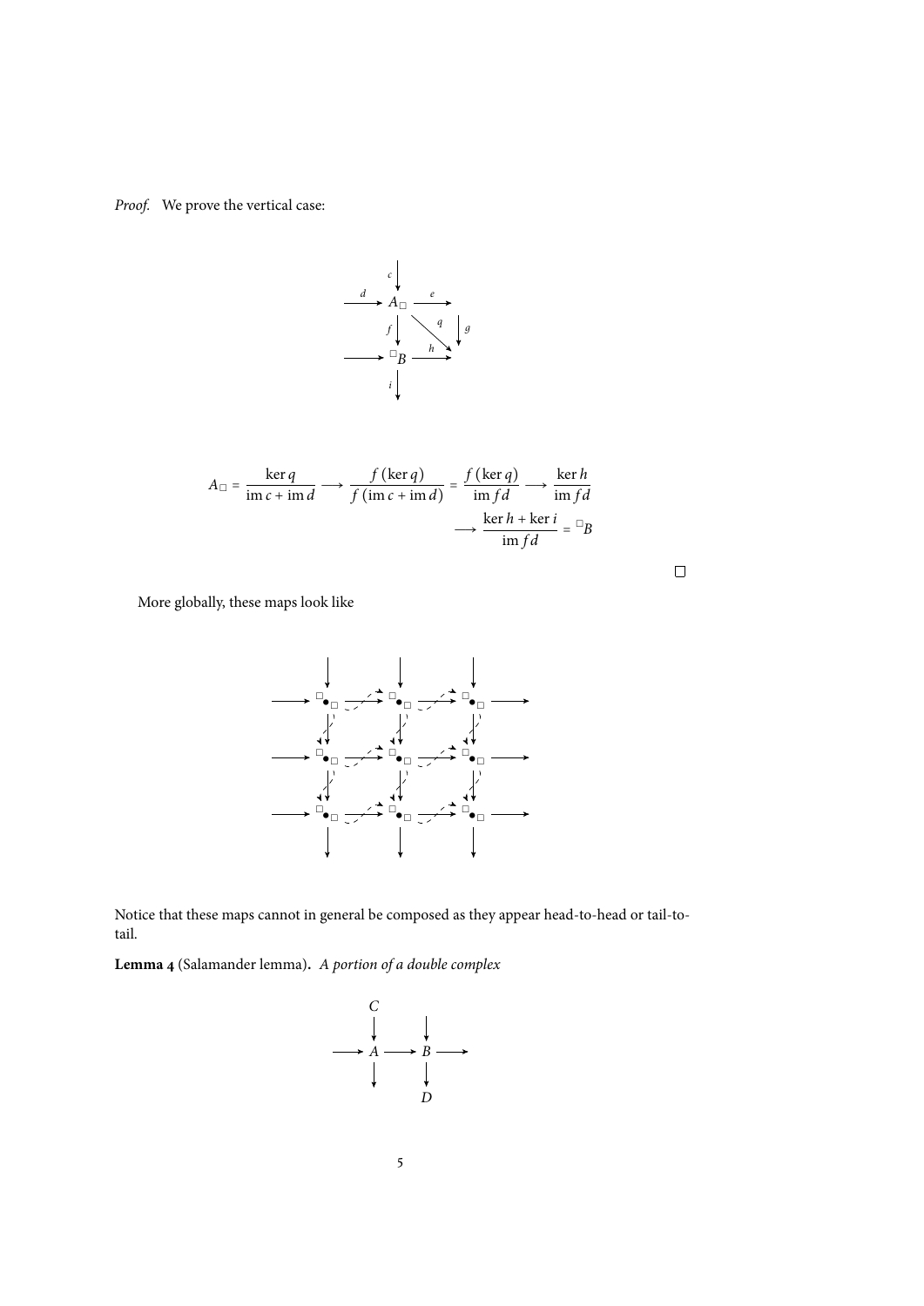*Proof.* We prove the vertical case:

$$
\begin{array}{ccccc}
 & & \downarrow{\scriptstyle c} & & \\
 & \xrightarrow{d} & A_\square & \xrightarrow{e} & \\
 & & \downarrow{\scriptstyle f} & \searrow{\scriptstyle q} & \downarrow{\scriptstyle g} \\
 & \longrightarrow & {}^\square B & \xrightarrow{h} & \\
 & & \downarrow{\scriptstyle i} & &
\end{array}
$$

$$
\begin{aligned}
A_\square = \frac{\ker q}{\operatorname{im} c + \operatorname{im} d} \longrightarrow \frac{f(\ker q)}{f(\operatorname{im} c + \operatorname{im} d)} = \frac{f(\ker q)}{\operatorname{im} fd} \longrightarrow \frac{\ker h}{\operatorname{im} fd} \\
\longrightarrow \frac{\ker h + \ker i}{\operatorname{im} fd} = {}^\square B
\end{aligned}
$$

□

More globally, these maps look like

$$
\begin{array}{ccccccc}
 & \downarrow & & \downarrow & & \downarrow & \\
\longrightarrow & {}^\square\bullet_\square & \dashrightarrow & {}^\square\bullet_\square & \dashrightarrow & {}^\square\bullet_\square & \longrightarrow \\
 & \downarrow & & \downarrow & & \downarrow & \\
\longrightarrow & {}^\square\bullet_\square & \dashrightarrow & {}^\square\bullet_\square & \dashrightarrow & {}^\square\bullet_\square & \longrightarrow \\
 & \downarrow & & \downarrow & & \downarrow & \\
\longrightarrow & {}^\square\bullet_\square & \dashrightarrow & {}^\square\bullet_\square & \dashrightarrow & {}^\square\bullet_\square & \longrightarrow \\
 & \downarrow & & \downarrow & & \downarrow &
\end{array}
$$

Notice that these maps cannot in general be composed as they appear head-to-head or tail-to-tail.

**Lemma 4** (Salamander lemma)**.** *A portion of a double complex*

$$
\begin{array}{ccccc}
 & C & & & \\
 & \downarrow & & \downarrow & \\
\longrightarrow & A & \longrightarrow & B & \longrightarrow \\
 & \downarrow & & \downarrow & \\
 & & & D &
\end{array}
$$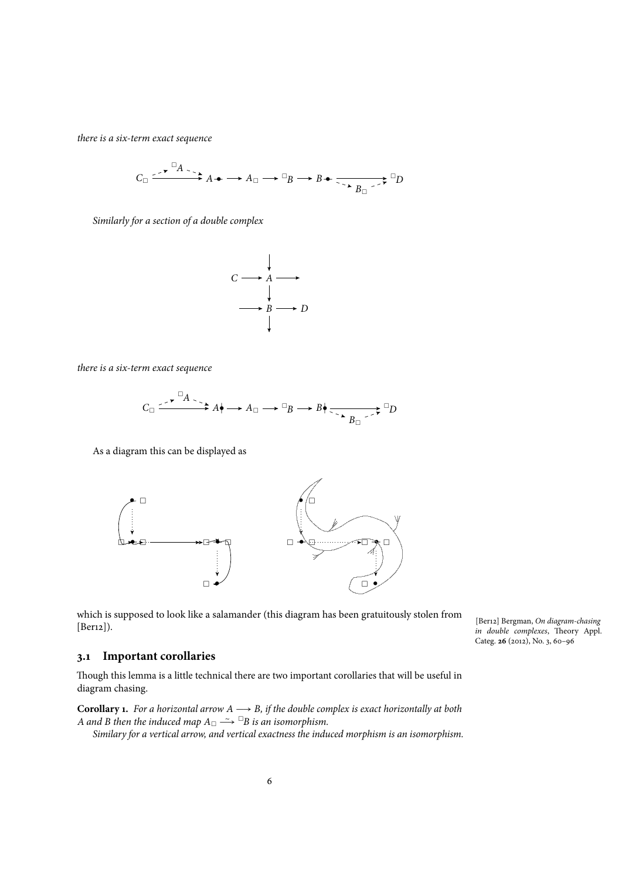*there is a six-term exact sequence*

$$C_\square \longrightarrow A\bullet \longrightarrow A_\square \longrightarrow {}^\square B \longrightarrow B\bullet \longrightarrow {}^\square D$$

(with dashed arrows $C_\square \dashrightarrow {}^\square A \dashrightarrow A\bullet$ and $B\bullet \dashrightarrow B_\square \dashrightarrow {}^\square D$)

*Similarly for a section of a double complex*

$$\begin{array}{ccccc} & & \downarrow & & \\ C & \longrightarrow & A & \longrightarrow & \\ & & \downarrow & & \\ & \longrightarrow & B & \longrightarrow & D \\ & & \downarrow & & \end{array}$$

*there is a six-term exact sequence*

$$C_\square \longrightarrow A\bullet \longrightarrow A_\square \longrightarrow {}^\square B \longrightarrow B\bullet \longrightarrow {}^\square D$$

(with dashed arrows $C_\square \dashrightarrow {}^\square A \dashrightarrow A\bullet$ and $B\bullet \dashrightarrow B_\square \dashrightarrow {}^\square D$)

As a diagram this can be displayed as

which is supposed to look like a salamander (this diagram has been gratuitously stolen from [Ber12]).

[Ber12] Bergman, *On diagram-chasing in double complexes*, Theory Appl. Categ. **26** (2012), No. 3, 60–96

## 3.1 Important corollaries

Though this lemma is a little technical there are two important corollaries that will be useful in diagram chasing.

**Corollary 1.** *For a horizontal arrow $A \longrightarrow B$, if the double complex is exact horizontally at both $A$ and $B$ then the induced map $A_\square \xrightarrow{\sim} {}^\square B$ is an isomorphism.*

*Similary for a vertical arrow, and vertical exactness the induced morphism is an isomorphism.*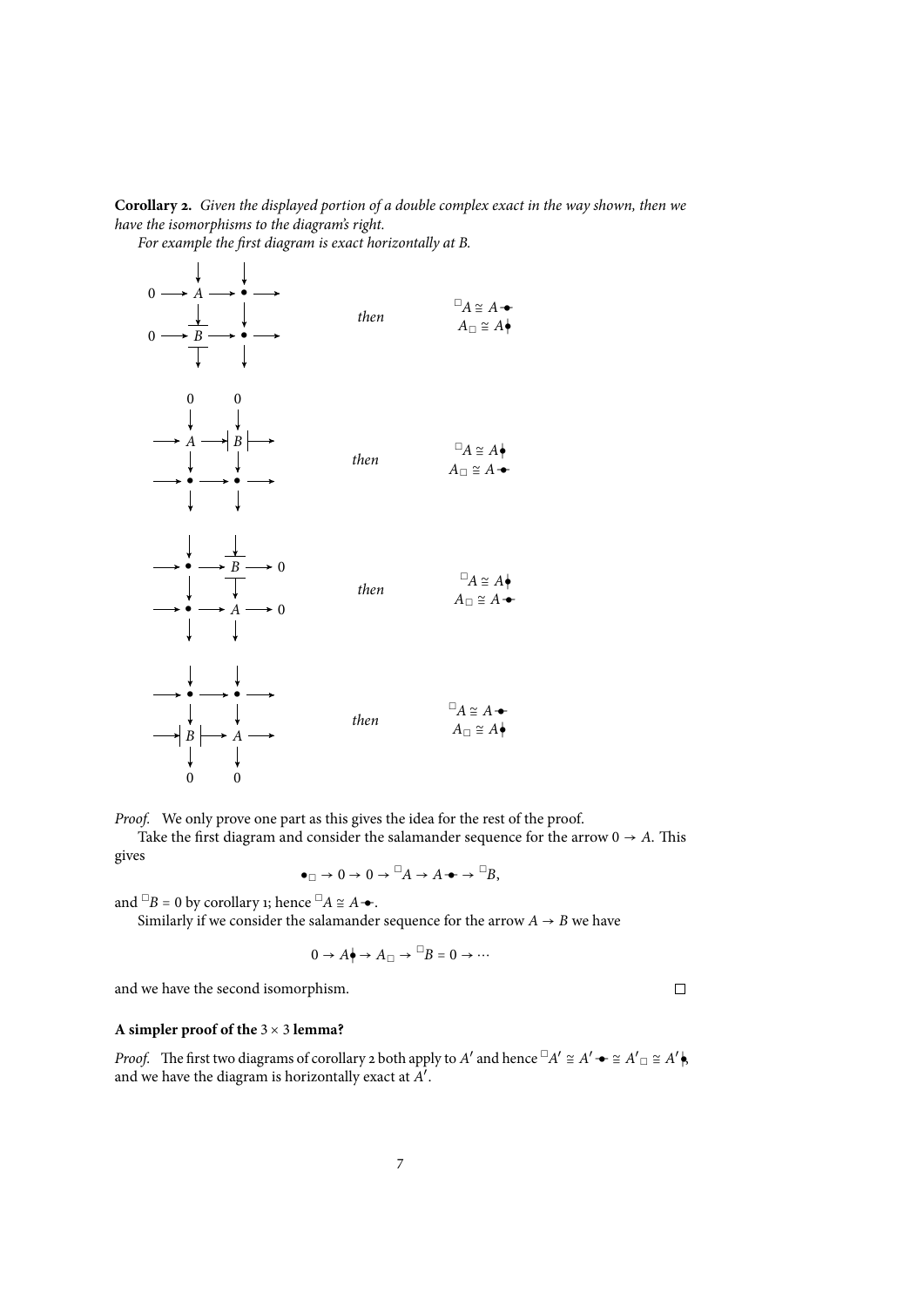**Corollary 2.** *Given the displayed portion of a double complex exact in the way shown, then we have the isomorphisms to the diagram's right.*

*For example the first diagram is exact horizontally at B.*

$$\begin{array}{ccccccc} & & \downarrow & & \downarrow & & \\ 0 & \to & A & \to & \bullet & \to & \\ & & \downarrow & & \downarrow & & \\ 0 & \to & B & \to & \bullet & \to & \\ & & \downarrow & & \downarrow & & \end{array} \quad \textit{then} \quad \begin{array}{l} {}^{\square}A \cong A\text{-}\!\bullet\!\text{-} \\ A_{\square} \cong A\!\!\!\begin{smallmatrix}|\\\bullet\\|\end{smallmatrix} \end{array}$$

$$\begin{array}{ccccccc} & & 0 & & 0 & & \\ & & \downarrow & & \downarrow & & \\ \to & & A & \to & B & \to & \\ & & \downarrow & & \downarrow & & \\ \to & & \bullet & \to & \bullet & \to & \\ & & \downarrow & & \downarrow & & \end{array} \quad \textit{then} \quad \begin{array}{l} {}^{\square}A \cong A\!\!\!\begin{smallmatrix}|\\\bullet\\|\end{smallmatrix} \\ A_{\square} \cong A\text{-}\!\bullet\!\text{-} \end{array}$$

$$\begin{array}{ccccccc} & & \downarrow & & \downarrow & & \\ \to & & \bullet & \to & B & \to & 0 \\ & & \downarrow & & \downarrow & & \\ \to & & \bullet & \to & A & \to & 0 \\ & & \downarrow & & \downarrow & & \end{array} \quad \textit{then} \quad \begin{array}{l} {}^{\square}A \cong A\!\!\!\begin{smallmatrix}|\\\bullet\\|\end{smallmatrix} \\ A_{\square} \cong A\text{-}\!\bullet\!\text{-} \end{array}$$

$$\begin{array}{ccccccc} & & \downarrow & & \downarrow & & \\ \to & & \bullet & \to & \bullet & \to & \\ & & \downarrow & & \downarrow & & \\ \to & & B & \to & A & \to & \\ & & \downarrow & & \downarrow & & \\ & & 0 & & 0 & & \end{array} \quad \textit{then} \quad \begin{array}{l} {}^{\square}A \cong A\text{-}\!\bullet\!\text{-} \\ A_{\square} \cong A\!\!\!\begin{smallmatrix}|\\\bullet\\|\end{smallmatrix} \end{array}$$

*Proof.* We only prove one part as this gives the idea for the rest of the proof.

Take the first diagram and consider the salamander sequence for the arrow $0 \to A$. This gives

$$\bullet_{\square} \to 0 \to 0 \to {}^{\square}A \to A\text{-}\!\bullet\!\text{-} \to {}^{\square}B,$$

and ${}^{\square}B = 0$ by corollary 1; hence ${}^{\square}A \cong A\text{-}\!\bullet\!\text{-}$.

Similarly if we consider the salamander sequence for the arrow $A \to B$ we have

$$0 \to A\!\!\!\begin{smallmatrix}|\\\bullet\\|\end{smallmatrix} \to A_{\square} \to {}^{\square}B = 0 \to \cdots$$

and we have the second isomorphism. $\square$

**A simpler proof of the $3 \times 3$ lemma?**

*Proof.* The first two diagrams of corollary 2 both apply to $A'$ and hence ${}^{\square}A' \cong A'\text{-}\!\bullet\!\text{-} \cong A'_{\square} \cong A'\!\!\!\begin{smallmatrix}|\\\bullet\\|\end{smallmatrix}$, and we have the diagram is horizontally exact at $A'$.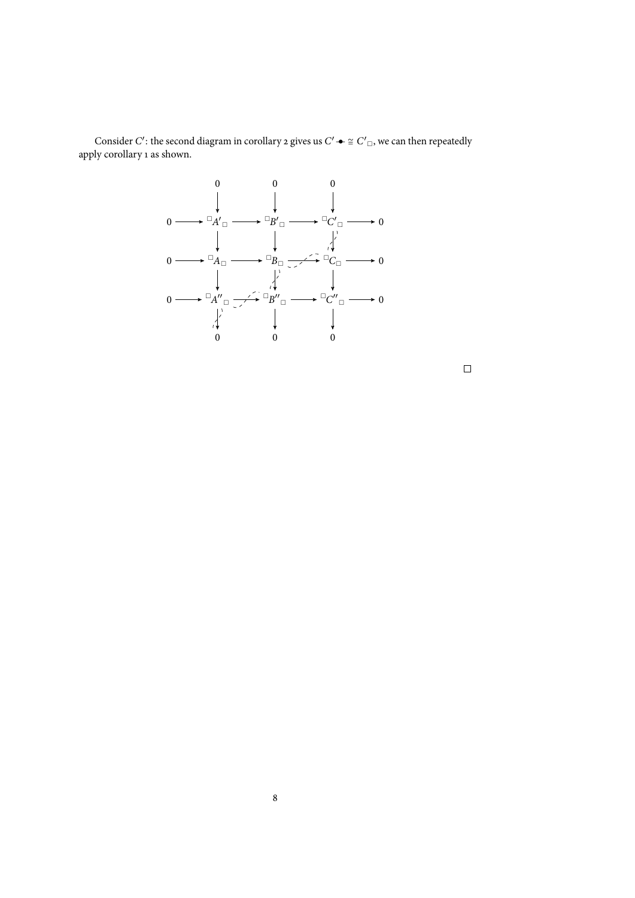Consider $C'$: the second diagram in corollary 2 gives us $C' \multimap \cong C'_\square$, we can then repeatedly apply corollary 1 as shown.

$$
\begin{array}{ccccccccc}
 & & 0 & & 0 & & 0 & & \\
 & & \downarrow & & \downarrow & & \downarrow & & \\
0 & \longrightarrow & {}^\square A'_\square & \longrightarrow & {}^\square B'_\square & \longrightarrow & {}^\square C'_\square & \longrightarrow & 0 \\
 & & \downarrow & & \downarrow & & \downarrow & & \\
0 & \longrightarrow & {}^\square A_\square & \longrightarrow & {}^\square B_\square & \longrightarrow & {}^\square C_\square & \longrightarrow & 0 \\
 & & \downarrow & & \downarrow & & \downarrow & & \\
0 & \longrightarrow & {}^\square A''_\square & \longrightarrow & {}^\square B''_\square & \longrightarrow & {}^\square C''_\square & \longrightarrow & 0 \\
 & & \downarrow & & \downarrow & & \downarrow & & \\
 & & 0 & & 0 & & 0 & &
\end{array}
$$

$\square$